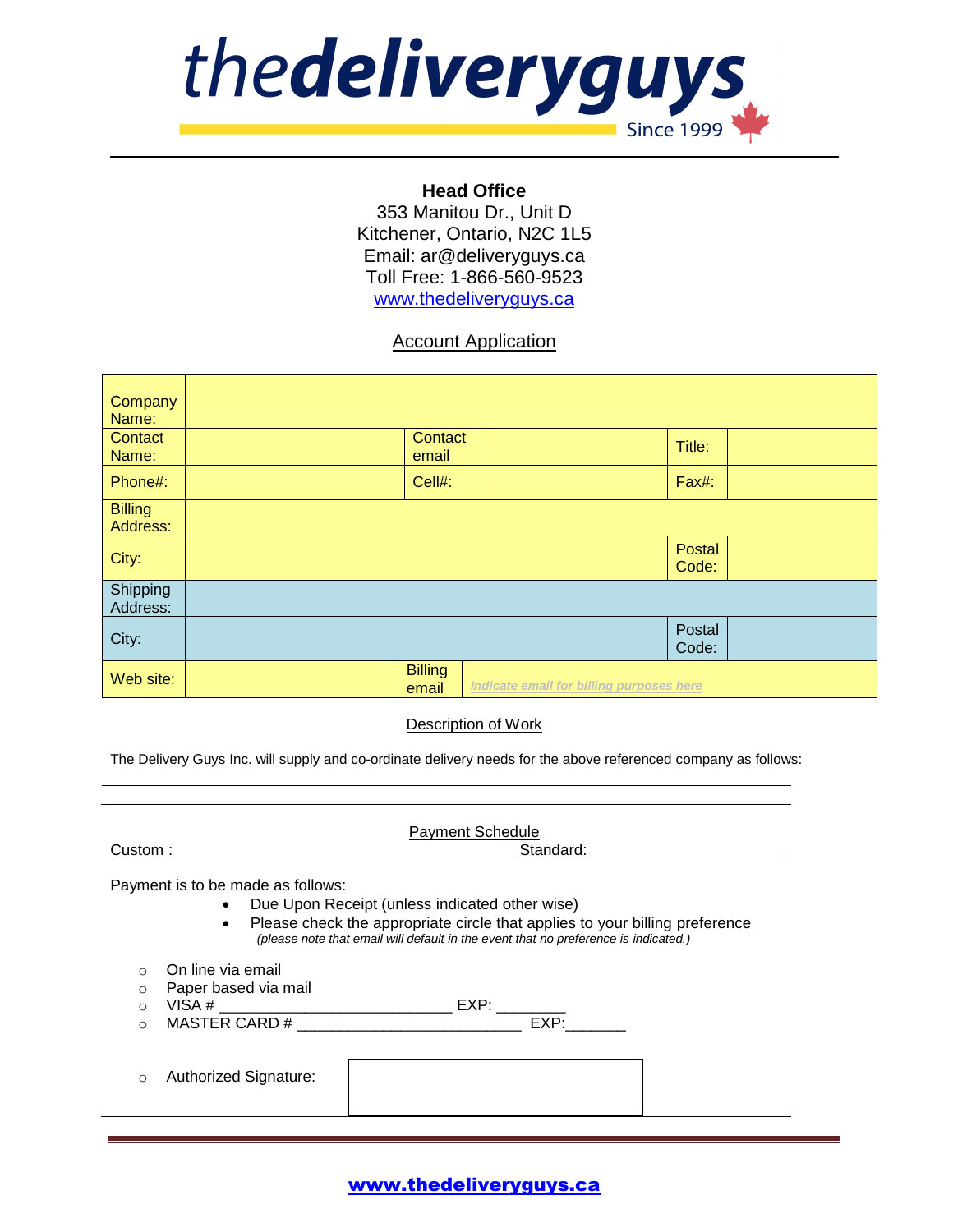# thedeliveryguys

Since 1999

**Head Office**
353 Manitou Dr., Unit D
Kitchener, Ontario, N2C 1L5
Email: ar@deliveryguys.ca
Toll Free: 1-866-560-9523
www.thedeliveryguys.ca

## Account Application

| Company Name: | | | | | |
|---|---|---|---|---|---|
| Contact Name: | | Contact email | | Title: | |
| Phone#: | | Cell#: | | Fax#: | |
| Billing Address: | | | | | |
| City: | | | | Postal Code: | |
| Shipping Address: | | | | | |
| City: | | | | Postal Code: | |
| Web site: | | Billing email | *Indicate email for billing purposes here* | | |

### Description of Work

The Delivery Guys Inc. will supply and co-ordinate delivery needs for the above referenced company as follows:

______________________________________________________________________________

______________________________________________________________________________

### Payment Schedule

Custom :________________________________________ Standard:______________________

Payment is to be made as follows:

- Due Upon Receipt (unless indicated other wise)
- Please check the appropriate circle that applies to your billing preference
  *(please note that email will default in the event that no preference is indicated.)*

- ○ On line via email
- ○ Paper based via mail
- ○ VISA # __________________________ EXP: ________
- ○ MASTER CARD # _________________________ EXP:_______
- ○ Authorized Signature:

**www.thedeliveryguys.ca**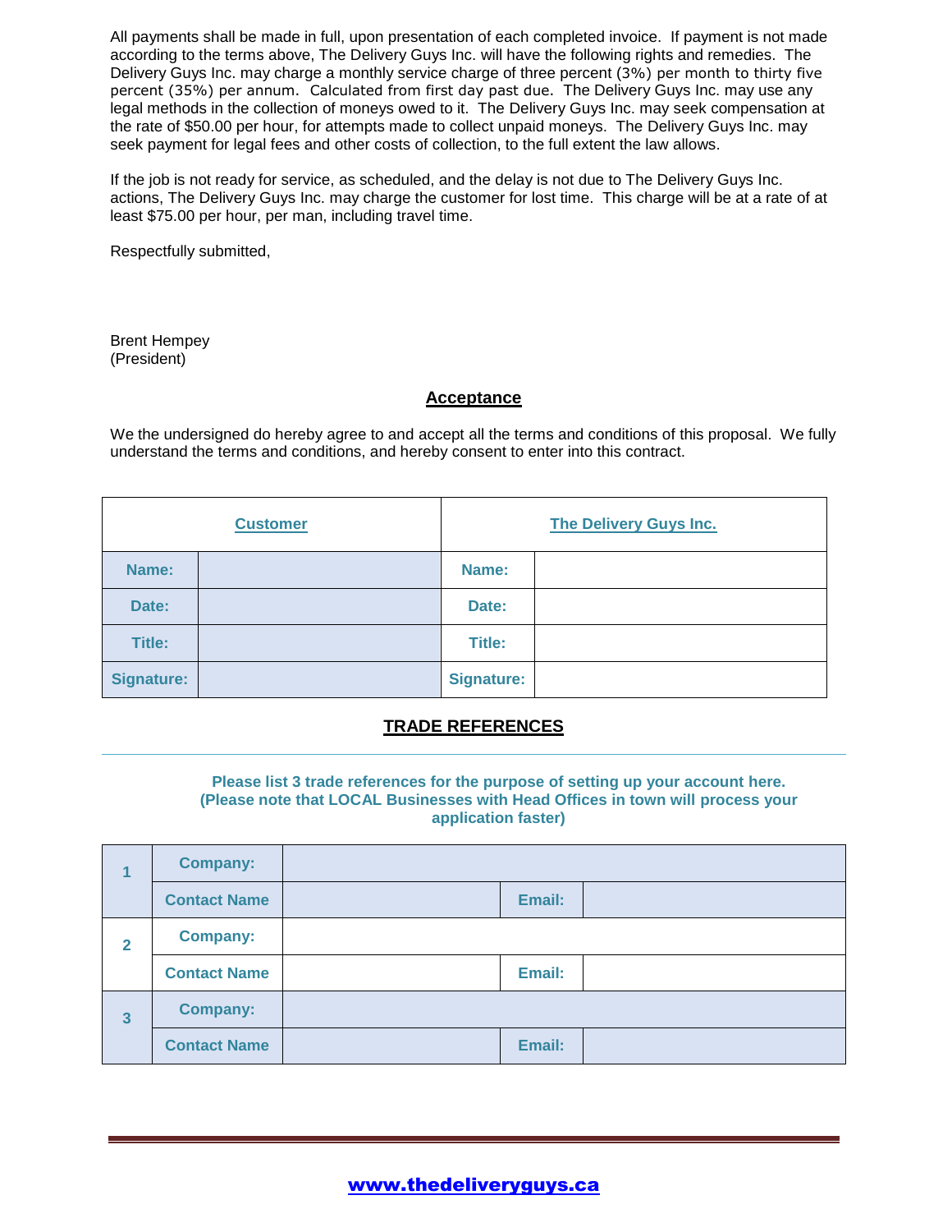All payments shall be made in full, upon presentation of each completed invoice. If payment is not made according to the terms above, The Delivery Guys Inc. will have the following rights and remedies. The Delivery Guys Inc. may charge a monthly service charge of three percent (3%) per month to thirty five percent (35%) per annum. Calculated from first day past due. The Delivery Guys Inc. may use any legal methods in the collection of moneys owed to it. The Delivery Guys Inc. may seek compensation at the rate of $50.00 per hour, for attempts made to collect unpaid moneys. The Delivery Guys Inc. may seek payment for legal fees and other costs of collection, to the full extent the law allows.

If the job is not ready for service, as scheduled, and the delay is not due to The Delivery Guys Inc. actions, The Delivery Guys Inc. may charge the customer for lost time. This charge will be at a rate of at least $75.00 per hour, per man, including travel time.

Respectfully submitted,

Brent Hempey
(President)

## Acceptance

We the undersigned do hereby agree to and accept all the terms and conditions of this proposal. We fully understand the terms and conditions, and hereby consent to enter into this contract.

| Customer | | The Delivery Guys Inc. | |
|---|---|---|---|
| Name: | | Name: | |
| Date: | | Date: | |
| Title: | | Title: | |
| Signature: | | Signature: | |

## TRADE REFERENCES

**Please list 3 trade references for the purpose of setting up your account here. (Please note that LOCAL Businesses with Head Offices in town will process your application faster)**

| | | | | |
|---|---|---|---|---|
| 1 | Company: | | | |
| | Contact Name | | Email: | |
| 2 | Company: | | | |
| | Contact Name | | Email: | |
| 3 | Company: | | | |
| | Contact Name | | Email: | |

www.thedeliveryguys.ca